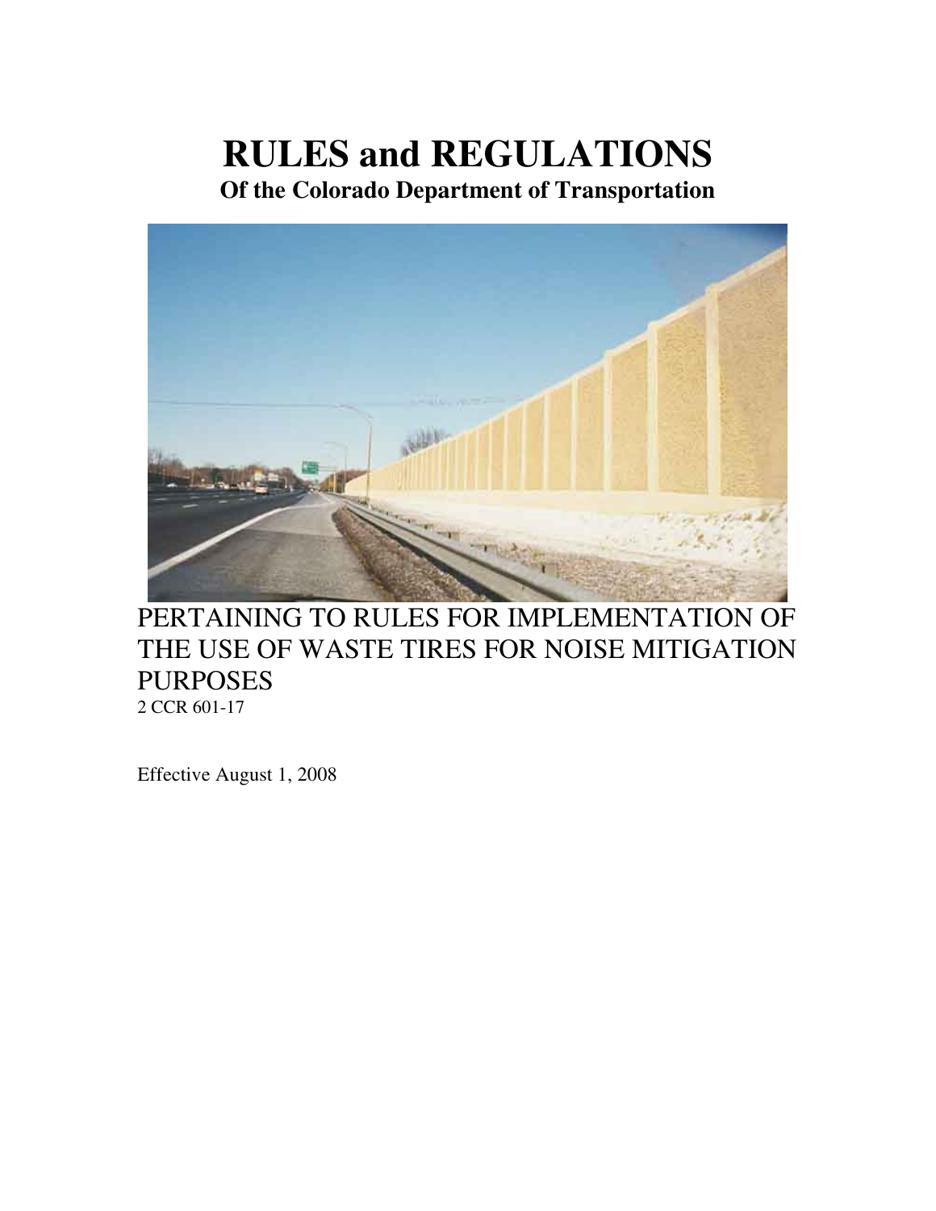# RULES and REGULATIONS

**Of the Colorado Department of Transportation**

PERTAINING TO RULES FOR IMPLEMENTATION OF THE USE OF WASTE TIRES FOR NOISE MITIGATION PURPOSES

2 CCR 601-17

Effective August 1, 2008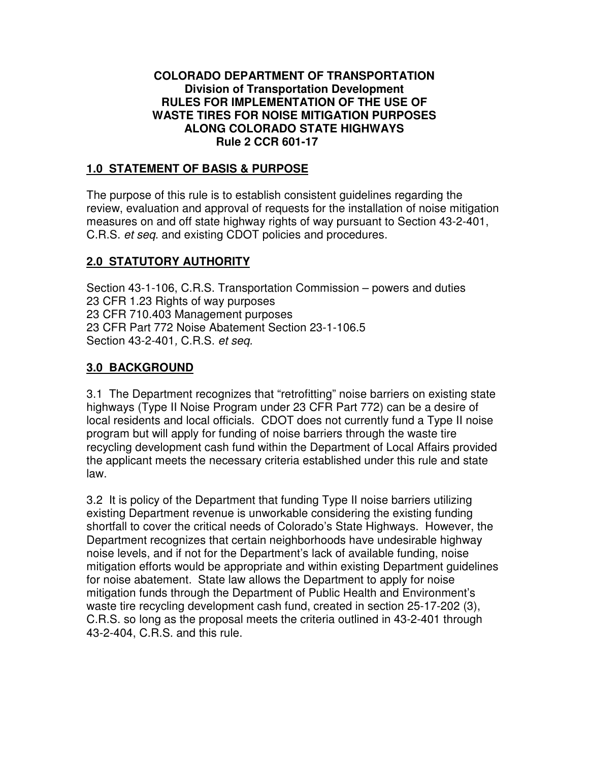**COLORADO DEPARTMENT OF TRANSPORTATION**
**Division of Transportation Development**
**RULES FOR IMPLEMENTATION OF THE USE OF WASTE TIRES FOR NOISE MITIGATION PURPOSES ALONG COLORADO STATE HIGHWAYS**
**Rule 2 CCR 601-17**

## 1.0 STATEMENT OF BASIS & PURPOSE

The purpose of this rule is to establish consistent guidelines regarding the review, evaluation and approval of requests for the installation of noise mitigation measures on and off state highway rights of way pursuant to Section 43-2-401, C.R.S. *et seq*. and existing CDOT policies and procedures.

## 2.0 STATUTORY AUTHORITY

Section 43-1-106, C.R.S. Transportation Commission – powers and duties
23 CFR 1.23 Rights of way purposes
23 CFR 710.403 Management purposes
23 CFR Part 772 Noise Abatement Section 23-1-106.5
Section 43-2-401*,* C.R.S. *et seq*.

## 3.0 BACKGROUND

3.1 The Department recognizes that "retrofitting" noise barriers on existing state highways (Type II Noise Program under 23 CFR Part 772) can be a desire of local residents and local officials. CDOT does not currently fund a Type II noise program but will apply for funding of noise barriers through the waste tire recycling development cash fund within the Department of Local Affairs provided the applicant meets the necessary criteria established under this rule and state law.

3.2 It is policy of the Department that funding Type II noise barriers utilizing existing Department revenue is unworkable considering the existing funding shortfall to cover the critical needs of Colorado's State Highways. However, the Department recognizes that certain neighborhoods have undesirable highway noise levels, and if not for the Department's lack of available funding, noise mitigation efforts would be appropriate and within existing Department guidelines for noise abatement. State law allows the Department to apply for noise mitigation funds through the Department of Public Health and Environment's waste tire recycling development cash fund, created in section 25-17-202 (3), C.R.S. so long as the proposal meets the criteria outlined in 43-2-401 through 43-2-404, C.R.S. and this rule.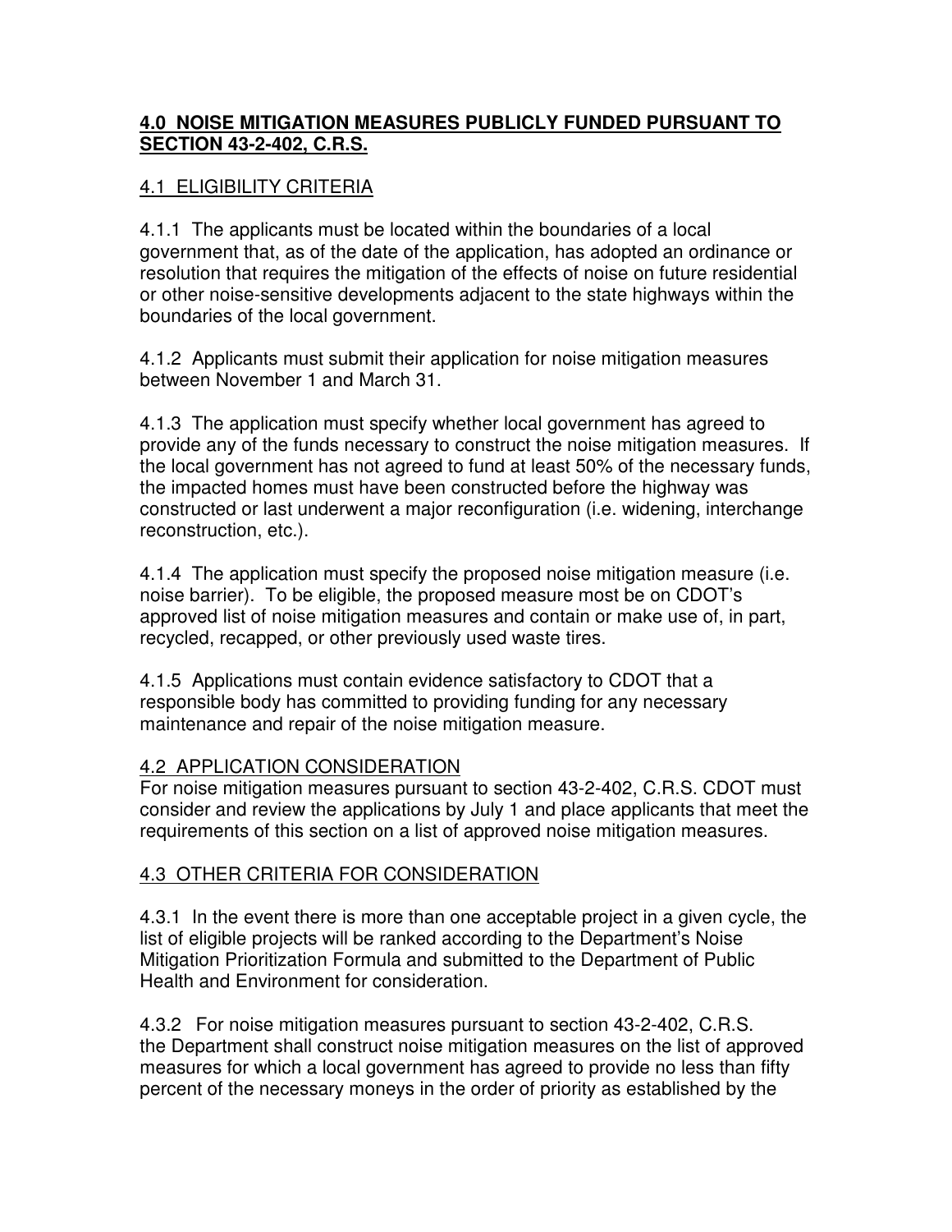## **4.0 NOISE MITIGATION MEASURES PUBLICLY FUNDED PURSUANT TO SECTION 43-2-402, C.R.S.**

### 4.1 ELIGIBILITY CRITERIA

4.1.1 The applicants must be located within the boundaries of a local government that, as of the date of the application, has adopted an ordinance or resolution that requires the mitigation of the effects of noise on future residential or other noise-sensitive developments adjacent to the state highways within the boundaries of the local government.

4.1.2 Applicants must submit their application for noise mitigation measures between November 1 and March 31.

4.1.3 The application must specify whether local government has agreed to provide any of the funds necessary to construct the noise mitigation measures. If the local government has not agreed to fund at least 50% of the necessary funds, the impacted homes must have been constructed before the highway was constructed or last underwent a major reconfiguration (i.e. widening, interchange reconstruction, etc.).

4.1.4 The application must specify the proposed noise mitigation measure (i.e. noise barrier). To be eligible, the proposed measure most be on CDOT's approved list of noise mitigation measures and contain or make use of, in part, recycled, recapped, or other previously used waste tires.

4.1.5 Applications must contain evidence satisfactory to CDOT that a responsible body has committed to providing funding for any necessary maintenance and repair of the noise mitigation measure.

### 4.2 APPLICATION CONSIDERATION

For noise mitigation measures pursuant to section 43-2-402, C.R.S. CDOT must consider and review the applications by July 1 and place applicants that meet the requirements of this section on a list of approved noise mitigation measures.

### 4.3 OTHER CRITERIA FOR CONSIDERATION

4.3.1 In the event there is more than one acceptable project in a given cycle, the list of eligible projects will be ranked according to the Department's Noise Mitigation Prioritization Formula and submitted to the Department of Public Health and Environment for consideration.

4.3.2 For noise mitigation measures pursuant to section 43-2-402, C.R.S. the Department shall construct noise mitigation measures on the list of approved measures for which a local government has agreed to provide no less than fifty percent of the necessary moneys in the order of priority as established by the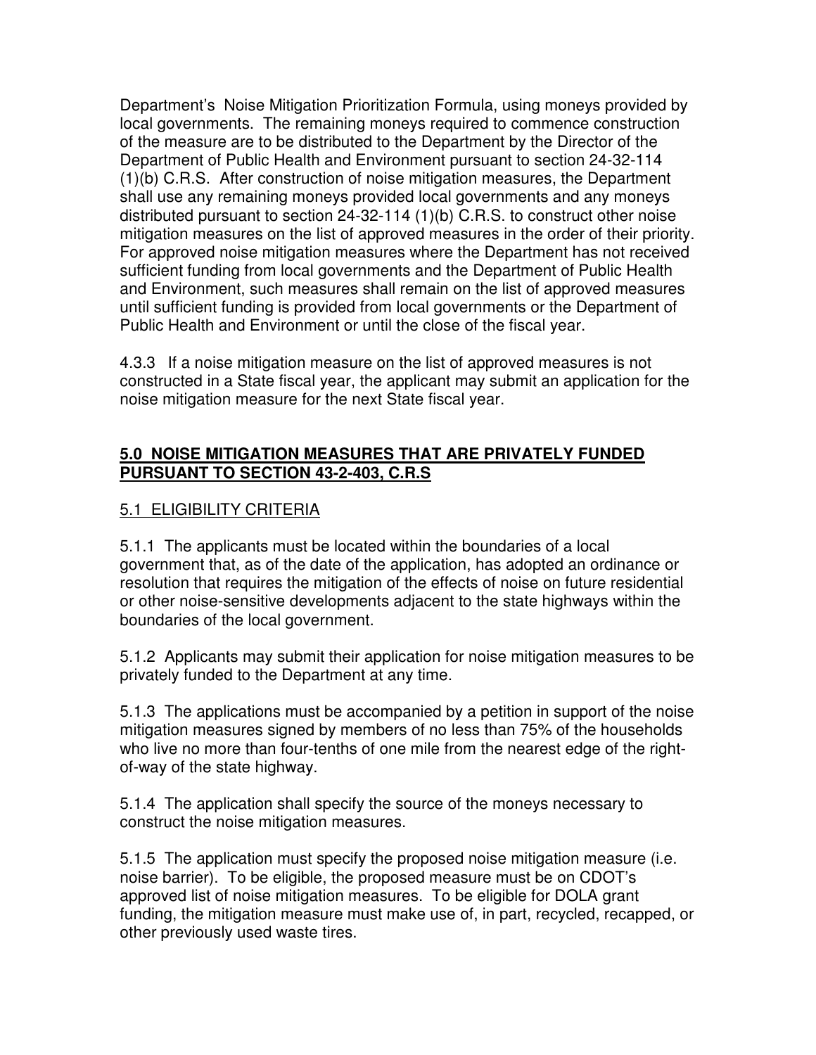Department's Noise Mitigation Prioritization Formula, using moneys provided by local governments. The remaining moneys required to commence construction of the measure are to be distributed to the Department by the Director of the Department of Public Health and Environment pursuant to section 24-32-114 (1)(b) C.R.S. After construction of noise mitigation measures, the Department shall use any remaining moneys provided local governments and any moneys distributed pursuant to section 24-32-114 (1)(b) C.R.S. to construct other noise mitigation measures on the list of approved measures in the order of their priority. For approved noise mitigation measures where the Department has not received sufficient funding from local governments and the Department of Public Health and Environment, such measures shall remain on the list of approved measures until sufficient funding is provided from local governments or the Department of Public Health and Environment or until the close of the fiscal year.

4.3.3 If a noise mitigation measure on the list of approved measures is not constructed in a State fiscal year, the applicant may submit an application for the noise mitigation measure for the next State fiscal year.

## 5.0 NOISE MITIGATION MEASURES THAT ARE PRIVATELY FUNDED PURSUANT TO SECTION 43-2-403, C.R.S

### 5.1 ELIGIBILITY CRITERIA

5.1.1 The applicants must be located within the boundaries of a local government that, as of the date of the application, has adopted an ordinance or resolution that requires the mitigation of the effects of noise on future residential or other noise-sensitive developments adjacent to the state highways within the boundaries of the local government.

5.1.2 Applicants may submit their application for noise mitigation measures to be privately funded to the Department at any time.

5.1.3 The applications must be accompanied by a petition in support of the noise mitigation measures signed by members of no less than 75% of the households who live no more than four-tenths of one mile from the nearest edge of the right-of-way of the state highway.

5.1.4 The application shall specify the source of the moneys necessary to construct the noise mitigation measures.

5.1.5 The application must specify the proposed noise mitigation measure (i.e. noise barrier). To be eligible, the proposed measure must be on CDOT's approved list of noise mitigation measures. To be eligible for DOLA grant funding, the mitigation measure must make use of, in part, recycled, recapped, or other previously used waste tires.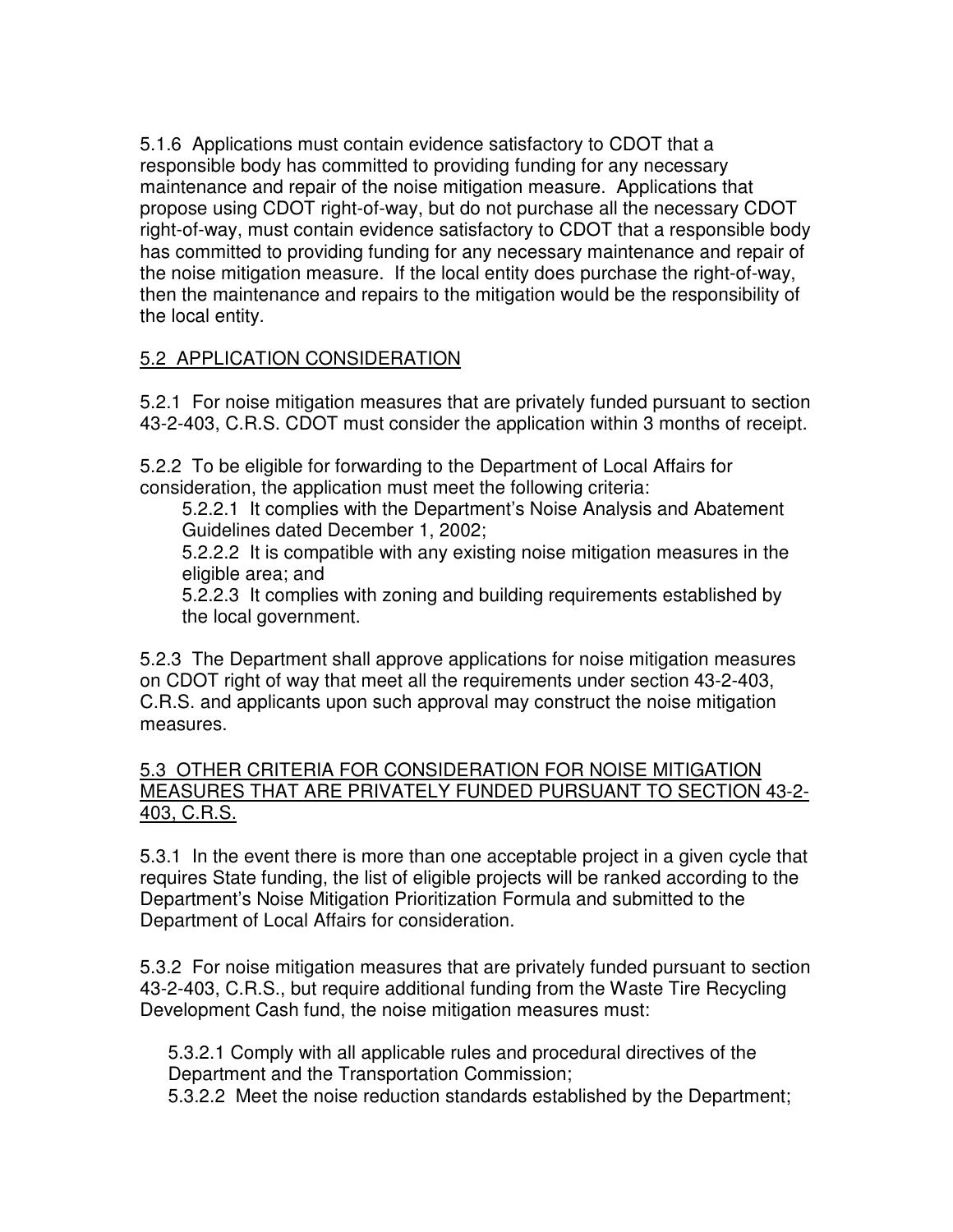5.1.6 Applications must contain evidence satisfactory to CDOT that a responsible body has committed to providing funding for any necessary maintenance and repair of the noise mitigation measure. Applications that propose using CDOT right-of-way, but do not purchase all the necessary CDOT right-of-way, must contain evidence satisfactory to CDOT that a responsible body has committed to providing funding for any necessary maintenance and repair of the noise mitigation measure. If the local entity does purchase the right-of-way, then the maintenance and repairs to the mitigation would be the responsibility of the local entity.

## 5.2 APPLICATION CONSIDERATION

5.2.1 For noise mitigation measures that are privately funded pursuant to section 43-2-403, C.R.S. CDOT must consider the application within 3 months of receipt.

5.2.2 To be eligible for forwarding to the Department of Local Affairs for consideration, the application must meet the following criteria:

5.2.2.1 It complies with the Department's Noise Analysis and Abatement Guidelines dated December 1, 2002;

5.2.2.2 It is compatible with any existing noise mitigation measures in the eligible area; and

5.2.2.3 It complies with zoning and building requirements established by the local government.

5.2.3 The Department shall approve applications for noise mitigation measures on CDOT right of way that meet all the requirements under section 43-2-403, C.R.S. and applicants upon such approval may construct the noise mitigation measures.

## 5.3 OTHER CRITERIA FOR CONSIDERATION FOR NOISE MITIGATION MEASURES THAT ARE PRIVATELY FUNDED PURSUANT TO SECTION 43-2-403, C.R.S.

5.3.1 In the event there is more than one acceptable project in a given cycle that requires State funding, the list of eligible projects will be ranked according to the Department's Noise Mitigation Prioritization Formula and submitted to the Department of Local Affairs for consideration.

5.3.2 For noise mitigation measures that are privately funded pursuant to section 43-2-403, C.R.S., but require additional funding from the Waste Tire Recycling Development Cash fund, the noise mitigation measures must:

5.3.2.1 Comply with all applicable rules and procedural directives of the Department and the Transportation Commission;

5.3.2.2 Meet the noise reduction standards established by the Department;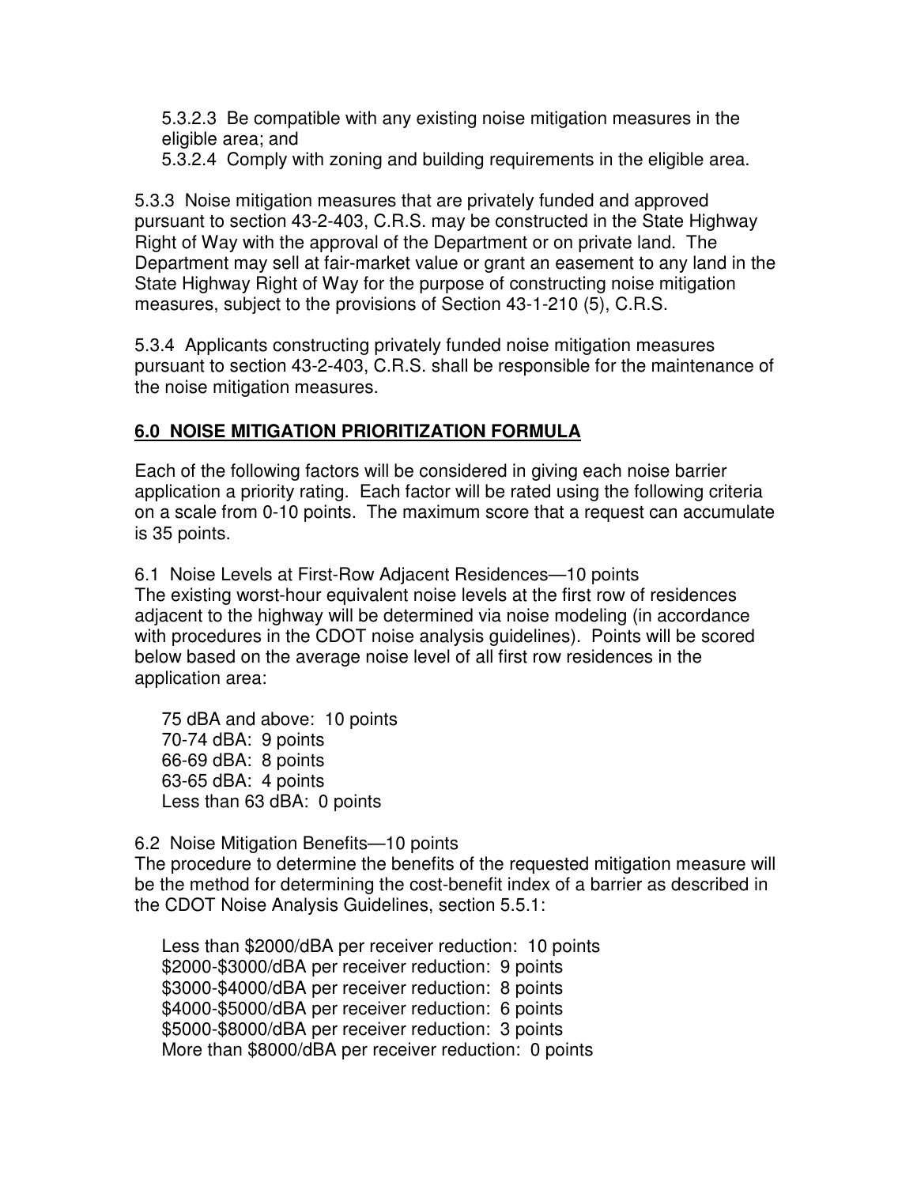5.3.2.3 Be compatible with any existing noise mitigation measures in the eligible area; and

5.3.2.4 Comply with zoning and building requirements in the eligible area.

5.3.3 Noise mitigation measures that are privately funded and approved pursuant to section 43-2-403, C.R.S. may be constructed in the State Highway Right of Way with the approval of the Department or on private land. The Department may sell at fair-market value or grant an easement to any land in the State Highway Right of Way for the purpose of constructing noise mitigation measures, subject to the provisions of Section 43-1-210 (5), C.R.S.

5.3.4 Applicants constructing privately funded noise mitigation measures pursuant to section 43-2-403, C.R.S. shall be responsible for the maintenance of the noise mitigation measures.

## **6.0 NOISE MITIGATION PRIORITIZATION FORMULA**

Each of the following factors will be considered in giving each noise barrier application a priority rating. Each factor will be rated using the following criteria on a scale from 0-10 points. The maximum score that a request can accumulate is 35 points.

6.1 Noise Levels at First-Row Adjacent Residences—10 points
The existing worst-hour equivalent noise levels at the first row of residences adjacent to the highway will be determined via noise modeling (in accordance with procedures in the CDOT noise analysis guidelines). Points will be scored below based on the average noise level of all first row residences in the application area:

75 dBA and above: 10 points
70-74 dBA: 9 points
66-69 dBA: 8 points
63-65 dBA: 4 points
Less than 63 dBA: 0 points

6.2 Noise Mitigation Benefits—10 points
The procedure to determine the benefits of the requested mitigation measure will be the method for determining the cost-benefit index of a barrier as described in the CDOT Noise Analysis Guidelines, section 5.5.1:

Less than $2000/dBA per receiver reduction: 10 points
$2000-$3000/dBA per receiver reduction: 9 points
$3000-$4000/dBA per receiver reduction: 8 points
$4000-$5000/dBA per receiver reduction: 6 points
$5000-$8000/dBA per receiver reduction: 3 points
More than $8000/dBA per receiver reduction: 0 points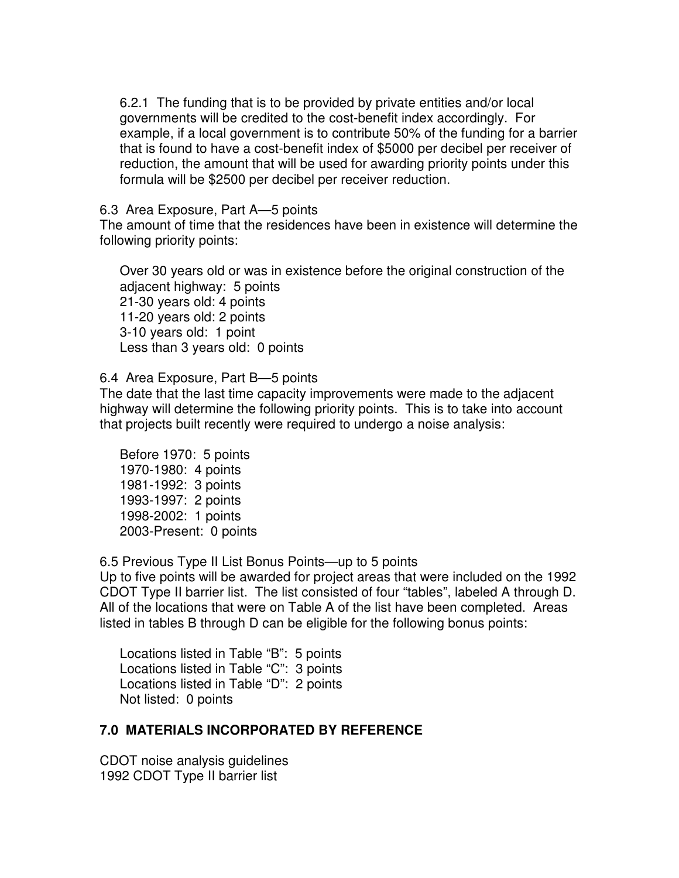6.2.1 The funding that is to be provided by private entities and/or local governments will be credited to the cost-benefit index accordingly. For example, if a local government is to contribute 50% of the funding for a barrier that is found to have a cost-benefit index of $5000 per decibel per receiver of reduction, the amount that will be used for awarding priority points under this formula will be $2500 per decibel per receiver reduction.

6.3 Area Exposure, Part A—5 points

The amount of time that the residences have been in existence will determine the following priority points:

Over 30 years old or was in existence before the original construction of the adjacent highway: 5 points
21-30 years old: 4 points
11-20 years old: 2 points
3-10 years old: 1 point
Less than 3 years old: 0 points

6.4 Area Exposure, Part B—5 points

The date that the last time capacity improvements were made to the adjacent highway will determine the following priority points. This is to take into account that projects built recently were required to undergo a noise analysis:

Before 1970: 5 points
1970-1980: 4 points
1981-1992: 3 points
1993-1997: 2 points
1998-2002: 1 points
2003-Present: 0 points

6.5 Previous Type II List Bonus Points—up to 5 points

Up to five points will be awarded for project areas that were included on the 1992 CDOT Type II barrier list. The list consisted of four "tables", labeled A through D. All of the locations that were on Table A of the list have been completed. Areas listed in tables B through D can be eligible for the following bonus points:

Locations listed in Table "B": 5 points
Locations listed in Table "C": 3 points
Locations listed in Table "D": 2 points
Not listed: 0 points

## 7.0 MATERIALS INCORPORATED BY REFERENCE

CDOT noise analysis guidelines
1992 CDOT Type II barrier list